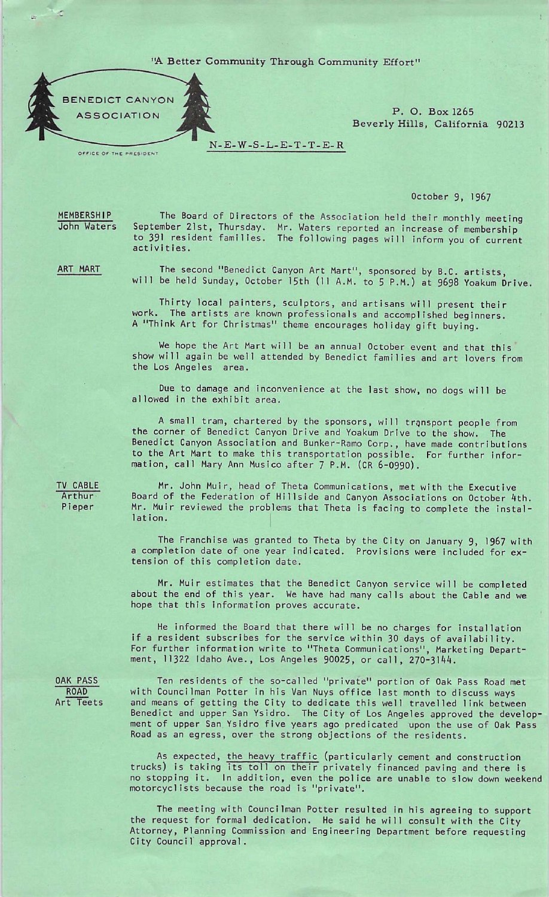"A Better Community Through Community Effort"

BENEDICT CANYON ASSOCIATION

OFFICE OF THE PRESIDENT

P. O. Box 1265
Beverly Hills, California 90213

N-E-W-S-L-E-T-T-E-R

October 9, 1967

MEMBERSHIP
John Waters

The Board of Directors of the Association held their monthly meeting September 21st, Thursday. Mr. Waters reported an increase of membership to 391 resident families. The following pages will inform you of current activities.

ART MART

The second "Benedict Canyon Art Mart", sponsored by B.C. artists, will be held Sunday, October 15th (11 A.M. to 5 P.M.) at 9698 Yoakum Drive.

Thirty local painters, sculptors, and artisans will present their work. The artists are known professionals and accomplished beginners. A "Think Art for Christmas" theme encourages holiday gift buying.

We hope the Art Mart will be an annual October event and that this show will again be well attended by Benedict families and art lovers from the Los Angeles area.

Due to damage and inconvenience at the last show, no dogs will be allowed in the exhibit area.

A small tram, chartered by the sponsors, will transport people from the corner of Benedict Canyon Drive and Yoakum Drive to the show. The Benedict Canyon Association and Bunker-Ramo Corp., have made contributions to the Art Mart to make this transportation possible. For further information, call Mary Ann Musico after 7 P.M. (CR 6-0990).

TV CABLE
Arthur Pieper

Mr. John Muir, head of Theta Communications, met with the Executive Board of the Federation of Hillside and Canyon Associations on October 4th. Mr. Muir reviewed the problems that Theta is facing to complete the installation.

The Franchise was granted to Theta by the City on January 9, 1967 with a completion date of one year indicated. Provisions were included for extension of this completion date.

Mr. Muir estimates that the Benedict Canyon service will be completed about the end of this year. We have had many calls about the Cable and we hope that this information proves accurate.

He informed the Board that there will be no charges for installation if a resident subscribes for the service within 30 days of availability. For further information write to "Theta Communications", Marketing Department, 11322 Idaho Ave., Los Angeles 90025, or call, 270-3144.

OAK PASS ROAD
Art Teets

Ten residents of the so-called "private" portion of Oak Pass Road met with Councilman Potter in his Van Nuys office last month to discuss ways and means of getting the City to dedicate this well travelled link between Benedict and upper San Ysidro. The City of Los Angeles approved the development of upper San Ysidro five years ago predicated upon the use of Oak Pass Road as an egress, over the strong objections of the residents.

As expected, the heavy traffic (particularly cement and construction trucks) is taking its toll on their privately financed paving and there is no stopping it. In addition, even the police are unable to slow down weekend motorcyclists because the road is "private".

The meeting with Councilman Potter resulted in his agreeing to support the request for formal dedication. He said he will consult with the City Attorney, Planning Commission and Engineering Department before requesting City Council approval.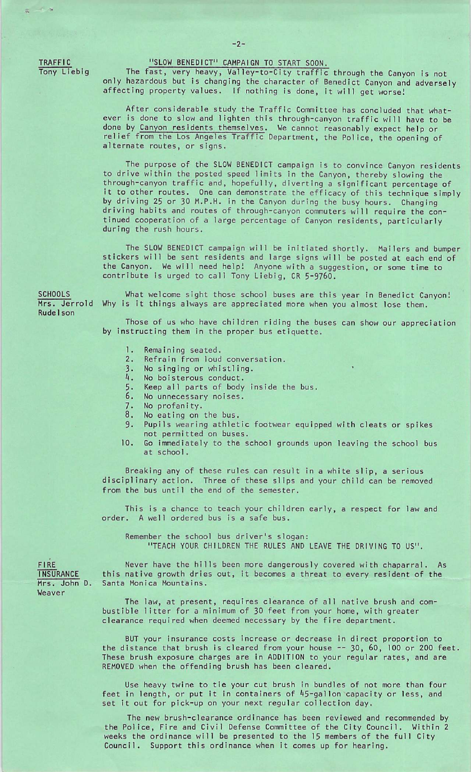**TRAFFIC**
Tony Liebig

## "SLOW BENEDICT" CAMPAIGN TO START SOON.

The fast, very heavy, Valley-to-City traffic through the Canyon is not only hazardous but is changing the character of Benedict Canyon and adversely affecting property values. If nothing is done, it will get worse!

After considerable study the Traffic Committee has concluded that whatever is done to slow and lighten this through-canyon traffic will have to be done by Canyon residents themselves. We cannot reasonably expect help or relief from the Los Angeles Traffic Department, the Police, the opening of alternate routes, or signs.

The purpose of the SLOW BENEDICT campaign is to convince Canyon residents to drive within the posted speed limits in the Canyon, thereby slowing the through-canyon traffic and, hopefully, diverting a significant percentage of it to other routes. One can demonstrate the efficacy of this technique simply by driving 25 or 30 M.P.H. in the Canyon during the busy hours. Changing driving habits and routes of through-canyon commuters will require the continued cooperation of a large percentage of Canyon residents, particularly during the rush hours.

The SLOW BENEDICT campaign will be initiated shortly. Mailers and bumper stickers will be sent residents and large signs will be posted at each end of the Canyon. We will need help! Anyone with a suggestion, or some time to contribute is urged to call Tony Liebig, CR 5-9760.

**SCHOOLS**
Mrs. Jerrold Rudelson

What welcome sight those school buses are this year in Benedict Canyon! Why is it things always are appreciated more when you almost lose them.

Those of us who have children riding the buses can show our appreciation by instructing them in the proper bus etiquette.

1. Remaining seated.
2. Refrain from loud conversation.
3. No singing or whistling.
4. No boisterous conduct.
5. Keep all parts of body inside the bus.
6. No unnecessary noises.
7. No profanity.
8. No eating on the bus.
9. Pupils wearing athletic footwear equipped with cleats or spikes not permitted on buses.
10. Go immediately to the school grounds upon leaving the school bus at school.

Breaking any of these rules can result in a white slip, a serious disciplinary action. Three of these slips and your child can be removed from the bus until the end of the semester.

This is a chance to teach your children early, a respect for law and order. A well ordered bus is a safe bus.

Remember the school bus driver's slogan:
"TEACH YOUR CHILDREN THE RULES AND LEAVE THE DRIVING TO US".

**FIRE INSURANCE**
Mrs. John D. Weaver

Never have the hills been more dangerously covered with chaparral. As this native growth dries out, it becomes a threat to every resident of the Santa Monica Mountains.

The law, at present, requires clearance of all native brush and combustible litter for a minimum of 30 feet from your home, with greater clearance required when deemed necessary by the fire department.

BUT your insurance costs increase or decrease in direct proportion to the distance that brush is cleared from your house -- 30, 60, 100 or 200 feet. These brush exposure charges are in ADDITION to your regular rates, and are REMOVED when the offending brush has been cleared.

Use heavy twine to tie your cut brush in bundles of not more than four feet in length, or put it in containers of 45-gallon capacity or less, and set it out for pick-up on your next regular collection day.

The new brush-clearance ordinance has been reviewed and recommended by the Police, Fire and Civil Defense Committee of the City Council. Within 2 weeks the ordinance will be presented to the 15 members of the full City Council. Support this ordinance when it comes up for hearing.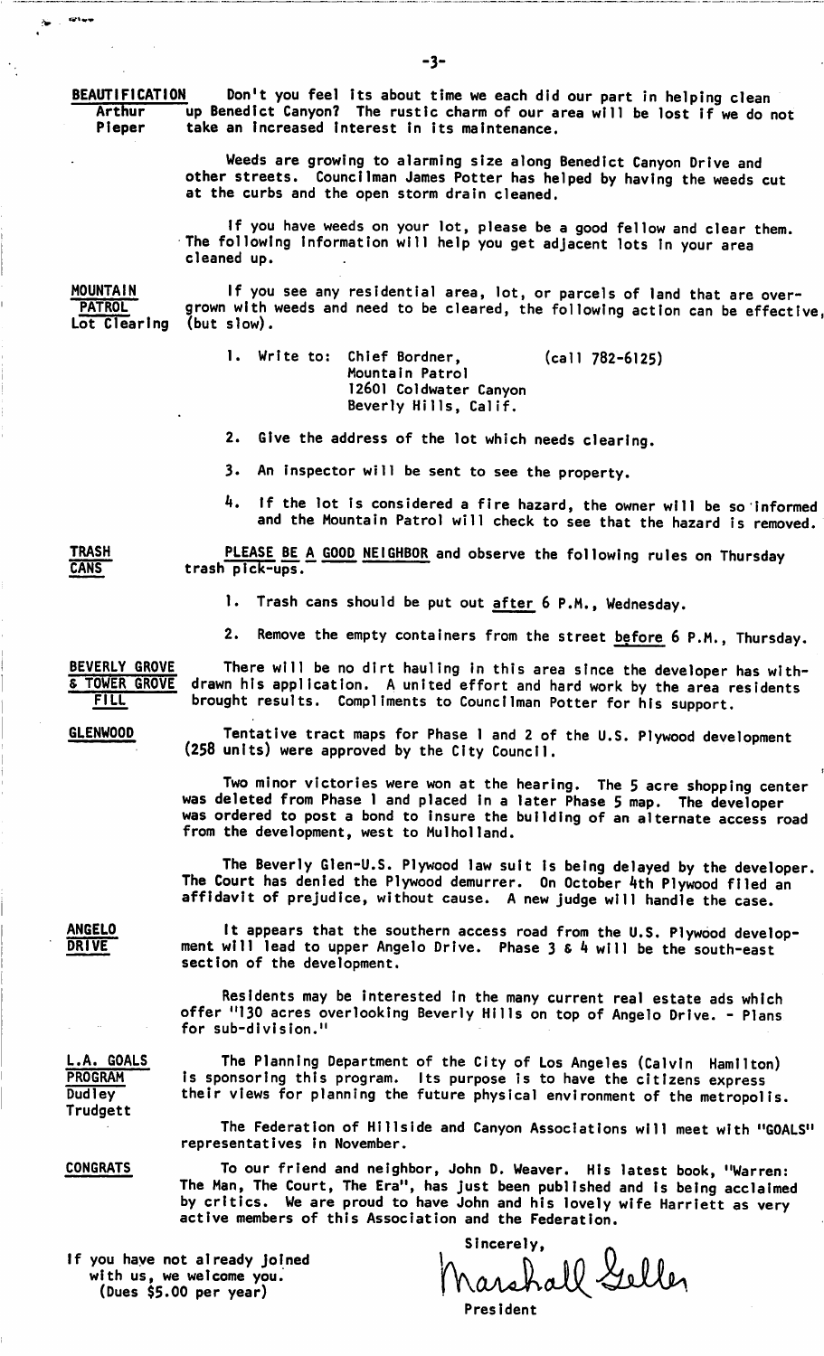**BEAUTIFICATION**
**Arthur Pieper**

Don't you feel its about time we each did our part in helping clean up Benedict Canyon? The rustic charm of our area will be lost if we do not take an increased interest in its maintenance.

Weeds are growing to alarming size along Benedict Canyon Drive and other streets. Councilman James Potter has helped by having the weeds cut at the curbs and the open storm drain cleaned.

If you have weeds on your lot, please be a good fellow and clear them. The following information will help you get adjacent lots in your area cleaned up.

**MOUNTAIN PATROL Lot Clearing**

If you see any residential area, lot, or parcels of land that are overgrown with weeds and need to be cleared, the following action can be effective, (but slow).

1. Write to: Chief Bordner, (call 782-6125)
   Mountain Patrol
   12601 Coldwater Canyon
   Beverly Hills, Calif.
2. Give the address of the lot which needs clearing.
3. An inspector will be sent to see the property.
4. If the lot is considered a fire hazard, the owner will be so informed and the Mountain Patrol will check to see that the hazard is removed.

**TRASH CANS**

PLEASE BE A GOOD NEIGHBOR and observe the following rules on Thursday trash pick-ups.

1. Trash cans should be put out after 6 P.M., Wednesday.
2. Remove the empty containers from the street before 6 P.M., Thursday.

**BEVERLY GROVE & TOWER GROVE FILL**

There will be no dirt hauling in this area since the developer has withdrawn his application. A united effort and hard work by the area residents brought results. Compliments to Councilman Potter for his support.

**GLENWOOD**

Tentative tract maps for Phase 1 and 2 of the U.S. Plywood development (258 units) were approved by the City Council.

Two minor victories were won at the hearing. The 5 acre shopping center was deleted from Phase 1 and placed in a later Phase 5 map. The developer was ordered to post a bond to insure the building of an alternate access road from the development, west to Mulholland.

The Beverly Glen-U.S. Plywood law suit is being delayed by the developer. The Court has denied the Plywood demurrer. On October 4th Plywood filed an affidavit of prejudice, without cause. A new judge will handle the case.

**ANGELO DRIVE**

It appears that the southern access road from the U.S. Plywood development will lead to upper Angelo Drive. Phase 3 & 4 will be the south-east section of the development.

Residents may be interested in the many current real estate ads which offer "130 acres overlooking Beverly Hills on top of Angelo Drive. - Plans for sub-division."

**L.A. GOALS PROGRAM**
**Dudley Trudgett**

The Planning Department of the City of Los Angeles (Calvin Hamilton) is sponsoring this program. Its purpose is to have the citizens express their views for planning the future physical environment of the metropolis.

The Federation of Hillside and Canyon Associations will meet with "GOALS" representatives in November.

**CONGRATS**

To our friend and neighbor, John D. Weaver. His latest book, "Warren: The Man, The Court, The Era", has just been published and is being acclaimed by critics. We are proud to have John and his lovely wife Harriett as very active members of this Association and the Federation.

If you have not already joined with us, we welcome you.
(Dues $5.00 per year)

Sincerely,

Marshall Geller

President